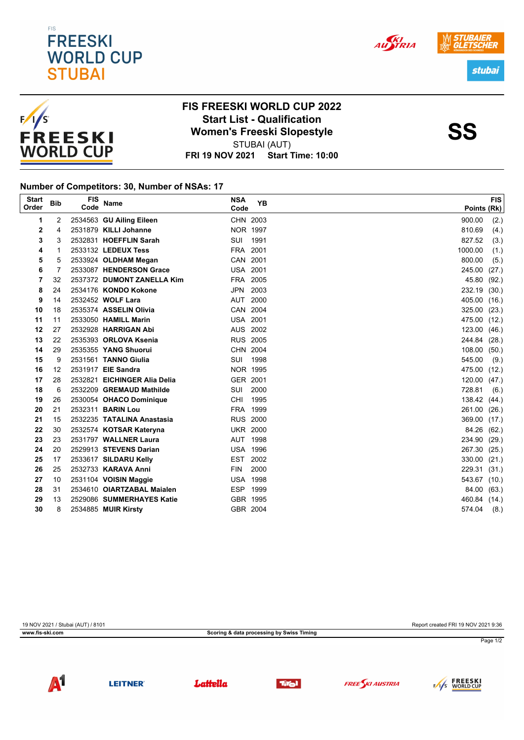# FIS FREESKI WORLD CUP STUBAI

## FIS FREESKI WORLD CUP 2022
## Start List - Qualification
## Women's Freeski Slopestyle

STUBAI (AUT)

**FRI 19 NOV 2021 Start Time: 10:00**

**SS**

**Number of Competitors: 30, Number of NSAs: 17**

| Start Order | Bib | FIS Code | Name | NSA Code | YB | FIS Points | (Rk) |
|---|---|---|---|---|---|---|---|
| 1 | 2 | 2534563 | **GU Ailing Eileen** | CHN | 2003 | 900.00 | (2.) |
| 2 | 4 | 2531879 | **KILLI Johanne** | NOR | 1997 | 810.69 | (4.) |
| 3 | 3 | 2532831 | **HOEFFLIN Sarah** | SUI | 1991 | 827.52 | (3.) |
| 4 | 1 | 2533132 | **LEDEUX Tess** | FRA | 2001 | 1000.00 | (1.) |
| 5 | 5 | 2533924 | **OLDHAM Megan** | CAN | 2001 | 800.00 | (5.) |
| 6 | 7 | 2533087 | **HENDERSON Grace** | USA | 2001 | 245.00 | (27.) |
| 7 | 32 | 2537372 | **DUMONT ZANELLA Kim** | FRA | 2005 | 45.80 | (92.) |
| 8 | 24 | 2534176 | **KONDO Kokone** | JPN | 2003 | 232.19 | (30.) |
| 9 | 14 | 2532452 | **WOLF Lara** | AUT | 2000 | 405.00 | (16.) |
| 10 | 18 | 2535374 | **ASSELIN Olivia** | CAN | 2004 | 325.00 | (23.) |
| 11 | 11 | 2533050 | **HAMILL Marin** | USA | 2001 | 475.00 | (12.) |
| 12 | 27 | 2532928 | **HARRIGAN Abi** | AUS | 2002 | 123.00 | (46.) |
| 13 | 22 | 2535393 | **ORLOVA Ksenia** | RUS | 2005 | 244.84 | (28.) |
| 14 | 29 | 2535355 | **YANG Shuorui** | CHN | 2004 | 108.00 | (50.) |
| 15 | 9 | 2531561 | **TANNO Giulia** | SUI | 1998 | 545.00 | (9.) |
| 16 | 12 | 2531917 | **EIE Sandra** | NOR | 1995 | 475.00 | (12.) |
| 17 | 28 | 2532821 | **EICHINGER Alia Delia** | GER | 2001 | 120.00 | (47.) |
| 18 | 6 | 2532209 | **GREMAUD Mathilde** | SUI | 2000 | 728.81 | (6.) |
| 19 | 26 | 2530054 | **OHACO Dominique** | CHI | 1995 | 138.42 | (44.) |
| 20 | 21 | 2532311 | **BARIN Lou** | FRA | 1999 | 261.00 | (26.) |
| 21 | 15 | 2532235 | **TATALINA Anastasia** | RUS | 2000 | 369.00 | (17.) |
| 22 | 30 | 2532574 | **KOTSAR Kateryna** | UKR | 2000 | 84.26 | (62.) |
| 23 | 23 | 2531797 | **WALLNER Laura** | AUT | 1998 | 234.90 | (29.) |
| 24 | 20 | 2529913 | **STEVENS Darian** | USA | 1996 | 267.30 | (25.) |
| 25 | 17 | 2533617 | **SILDARU Kelly** | EST | 2002 | 330.00 | (21.) |
| 26 | 25 | 2532733 | **KARAVA Anni** | FIN | 2000 | 229.31 | (31.) |
| 27 | 10 | 2531104 | **VOISIN Maggie** | USA | 1998 | 543.67 | (10.) |
| 28 | 31 | 2534610 | **OIARTZABAL Maialen** | ESP | 1999 | 84.00 | (63.) |
| 29 | 13 | 2529086 | **SUMMERHAYES Katie** | GBR | 1995 | 460.84 | (14.) |
| 30 | 8 | 2534885 | **MUIR Kirsty** | GBR | 2004 | 574.04 | (8.) |

19 NOV 2021 / Stubai (AUT) / 8101 — Report created FRI 19 NOV 2021 9:36

www.fis-ski.com — **Scoring & data processing by Swiss Timing**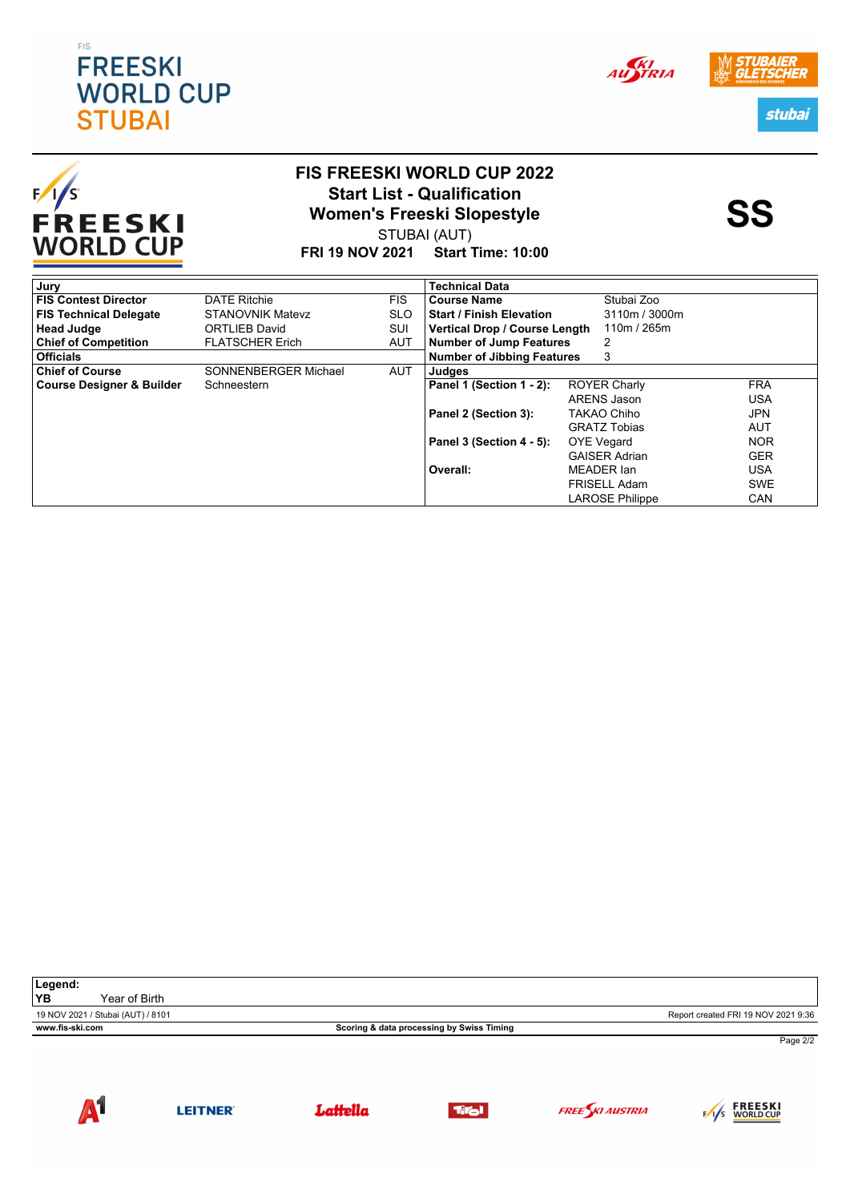FIS
# FREESKI WORLD CUP STUBAI

## FIS FREESKI WORLD CUP 2022
## Start List - Qualification
## Women's Freeski Slopestyle

STUBAI (AUT)

**FRI 19 NOV 2021 Start Time: 10:00**

**SS**

| Jury | | | Technical Data | | |
|---|---|---|---|---|---|
| **FIS Contest Director** | DATE Ritchie | FIS | **Course Name** | Stubai Zoo | |
| **FIS Technical Delegate** | STANOVNIK Matevz | SLO | **Start / Finish Elevation** | 3110m / 3000m | |
| **Head Judge** | ORTLIEB David | SUI | **Vertical Drop / Course Length** | 110m / 265m | |
| **Chief of Competition** | FLATSCHER Erich | AUT | **Number of Jump Features** | 2 | |
| **Officials** | | | **Number of Jibbing Features** | 3 | |
| **Chief of Course** | SONNENBERGER Michael | AUT | **Judges** | | |
| **Course Designer & Builder** | Schneestern | | **Panel 1 (Section 1 - 2):** | ROYER Charly | FRA |
| | | | | ARENS Jason | USA |
| | | | **Panel 2 (Section 3):** | TAKAO Chiho | JPN |
| | | | | GRATZ Tobias | AUT |
| | | | **Panel 3 (Section 4 - 5):** | OYE Vegard | NOR |
| | | | | GAISER Adrian | GER |
| | | | **Overall:** | MEADER Ian | USA |
| | | | | FRISELL Adam | SWE |
| | | | | LAROSE Philippe | CAN |

**Legend:**
**YB** Year of Birth

19 NOV 2021 / Stubai (AUT) / 8101 — Report created FRI 19 NOV 2021 9:36

www.fis-ski.com — Scoring & data processing by Swiss Timing